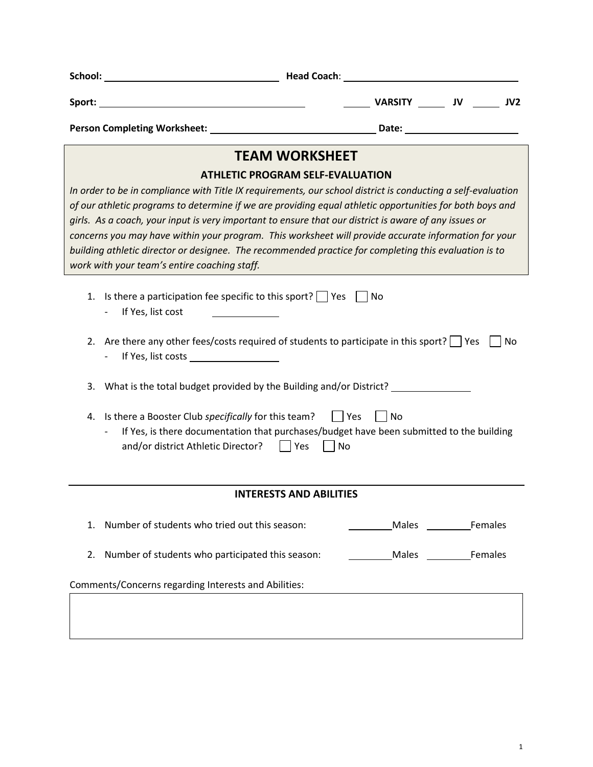**School:** \_\_\_\_\_\_\_\_\_\_\_\_\_\_\_\_\_\_\_\_\_\_\_\_\_\_\_\_\_\_ **Head Coach**: \_\_\_\_\_\_\_\_\_\_\_\_\_\_\_\_\_\_\_\_\_\_\_\_\_\_\_\_\_\_

**Sport:** \_\_\_\_\_\_\_\_\_\_\_\_\_\_\_\_\_\_\_\_\_\_\_\_\_\_\_\_\_\_ \_\_\_\_\_ **VARSITY** \_\_\_\_\_ **JV** \_\_\_\_\_ **JV2**

**Person Completing Worksheet:** \_\_\_\_\_\_\_\_\_\_\_\_\_\_\_\_\_\_\_\_\_\_\_\_\_\_\_\_ **Date:** \_\_\_\_\_\_\_\_\_\_\_\_\_\_\_\_\_\_

# TEAM WORKSHEET

## ATHLETIC PROGRAM SELF-EVALUATION

*In order to be in compliance with Title IX requirements, our school district is conducting a self-evaluation of our athletic programs to determine if we are providing equal athletic opportunities for both boys and girls. As a coach, your input is very important to ensure that our district is aware of any issues or concerns you may have within your program. This worksheet will provide accurate information for your building athletic director or designee. The recommended practice for completing this evaluation is to work with your team's entire coaching staff.*

1. Is there a participation fee specific to this sport? ☐ Yes ☐ No
   - If Yes, list cost \_\_\_\_\_\_\_\_\_\_
2. Are there any other fees/costs required of students to participate in this sport? ☐ Yes ☐ No
   - If Yes, list costs \_\_\_\_\_\_\_\_\_\_
3. What is the total budget provided by the Building and/or District? \_\_\_\_\_\_\_\_\_\_
4. Is there a Booster Club *specifically* for this team? ☐ Yes ☐ No
   - If Yes, is there documentation that purchases/budget have been submitted to the building and/or district Athletic Director? ☐ Yes ☐ No

---

## INTERESTS AND ABILITIES

1. Number of students who tried out this season: \_\_\_\_\_\_Males \_\_\_\_\_\_Females
2. Number of students who participated this season: \_\_\_\_\_\_Males \_\_\_\_\_\_Females

Comments/Concerns regarding Interests and Abilities:

| |
|---|
| |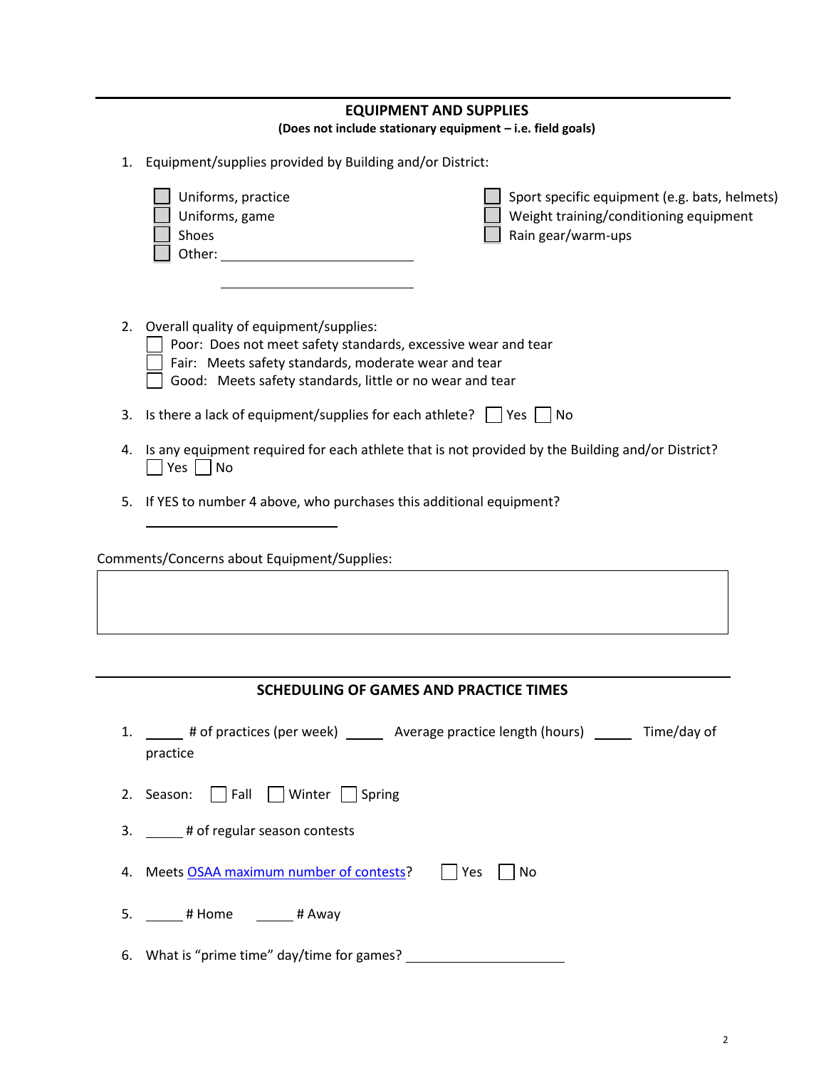## EQUIPMENT AND SUPPLIES

**(Does not include stationary equipment – i.e. field goals)**

1. Equipment/supplies provided by Building and/or District:

   - ☐ Uniforms, practice
   - ☐ Uniforms, game
   - ☐ Shoes
   - ☐ Other: ______________________
   - ☐ Sport specific equipment (e.g. bats, helmets)
   - ☐ Weight training/conditioning equipment
   - ☐ Rain gear/warm-ups

2. Overall quality of equipment/supplies:
   - ☐ Poor: Does not meet safety standards, excessive wear and tear
   - ☐ Fair: Meets safety standards, moderate wear and tear
   - ☐ Good: Meets safety standards, little or no wear and tear

3. Is there a lack of equipment/supplies for each athlete? ☐ Yes ☐ No

4. Is any equipment required for each athlete that is not provided by the Building and/or District?
   ☐ Yes ☐ No

5. If YES to number 4 above, who purchases this additional equipment?
   ______________________

Comments/Concerns about Equipment/Supplies:

## SCHEDULING OF GAMES AND PRACTICE TIMES

1. _____ # of practices (per week) _____ Average practice length (hours) _____ Time/day of practice

2. Season: ☐ Fall ☐ Winter ☐ Spring

3. _____ # of regular season contests

4. Meets OSAA maximum number of contests? ☐ Yes ☐ No

5. _____ # Home _____ # Away

6. What is “prime time” day/time for games? ______________________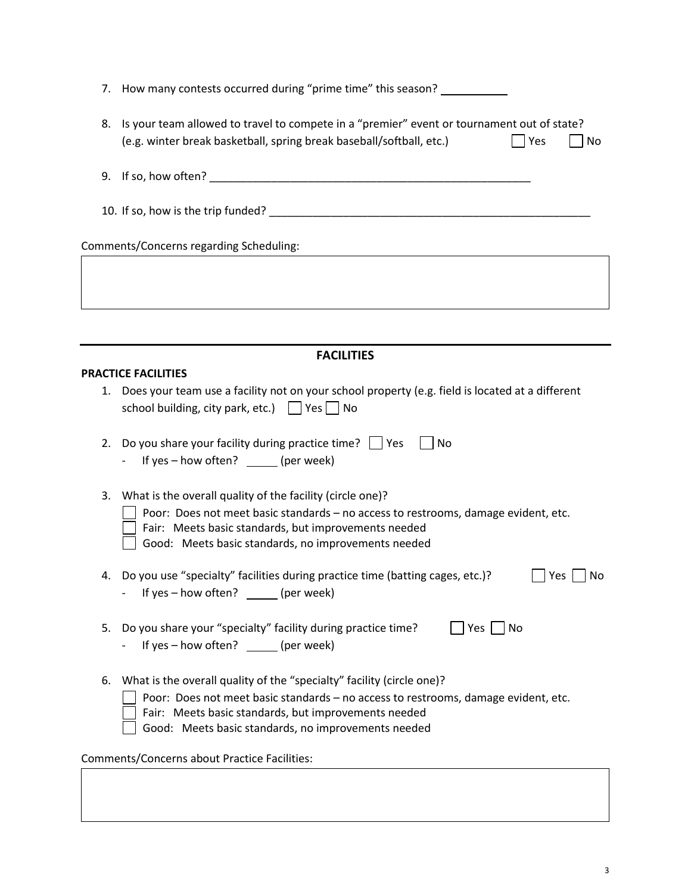7. How many contests occurred during "prime time" this season? ___________

8. Is your team allowed to travel to compete in a "premier" event or tournament out of state? (e.g. winter break basketball, spring break baseball/softball, etc.) ☐ Yes ☐ No

9. If so, how often? ____________________________________________________

10. If so, how is the trip funded? ____________________________________________________

Comments/Concerns regarding Scheduling:

| |
|---|
| |

---

## FACILITIES

**PRACTICE FACILITIES**

1. Does your team use a facility not on your school property (e.g. field is located at a different school building, city park, etc.) ☐ Yes ☐ No

2. Do you share your facility during practice time? ☐ Yes ☐ No
   - If yes – how often? _____ (per week)

3. What is the overall quality of the facility (circle one)?
   - ☐ Poor: Does not meet basic standards – no access to restrooms, damage evident, etc.
   - ☐ Fair: Meets basic standards, but improvements needed
   - ☐ Good: Meets basic standards, no improvements needed

4. Do you use "specialty" facilities during practice time (batting cages, etc.)? ☐ Yes ☐ No
   - If yes – how often? _____ (per week)

5. Do you share your "specialty" facility during practice time? ☐ Yes ☐ No
   - If yes – how often? _____ (per week)

6. What is the overall quality of the "specialty" facility (circle one)?
   - ☐ Poor: Does not meet basic standards – no access to restrooms, damage evident, etc.
   - ☐ Fair: Meets basic standards, but improvements needed
   - ☐ Good: Meets basic standards, no improvements needed

Comments/Concerns about Practice Facilities:

| |
|---|
| |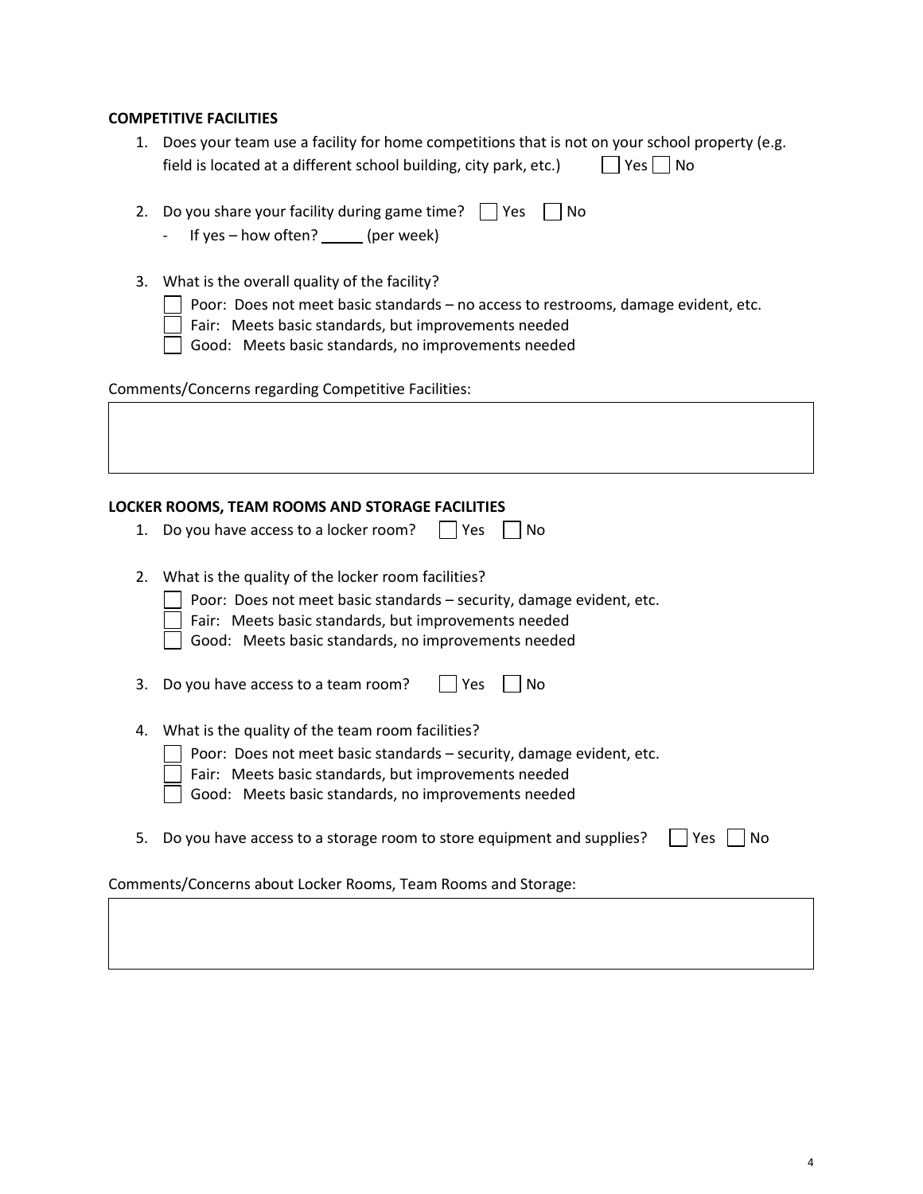**COMPETITIVE FACILITIES**

1. Does your team use a facility for home competitions that is not on your school property (e.g. field is located at a different school building, city park, etc.) ☐ Yes ☐ No

2. Do you share your facility during game time? ☐ Yes ☐ No
   - If yes – how often? _____ (per week)

3. What is the overall quality of the facility?
   - ☐ Poor: Does not meet basic standards – no access to restrooms, damage evident, etc.
   - ☐ Fair: Meets basic standards, but improvements needed
   - ☐ Good: Meets basic standards, no improvements needed

Comments/Concerns regarding Competitive Facilities:

|   |
|---|
|   |

**LOCKER ROOMS, TEAM ROOMS AND STORAGE FACILITIES**

1. Do you have access to a locker room? ☐ Yes ☐ No

2. What is the quality of the locker room facilities?
   - ☐ Poor: Does not meet basic standards – security, damage evident, etc.
   - ☐ Fair: Meets basic standards, but improvements needed
   - ☐ Good: Meets basic standards, no improvements needed

3. Do you have access to a team room? ☐ Yes ☐ No

4. What is the quality of the team room facilities?
   - ☐ Poor: Does not meet basic standards – security, damage evident, etc.
   - ☐ Fair: Meets basic standards, but improvements needed
   - ☐ Good: Meets basic standards, no improvements needed

5. Do you have access to a storage room to store equipment and supplies? ☐ Yes ☐ No

Comments/Concerns about Locker Rooms, Team Rooms and Storage:

|   |
|---|
|   |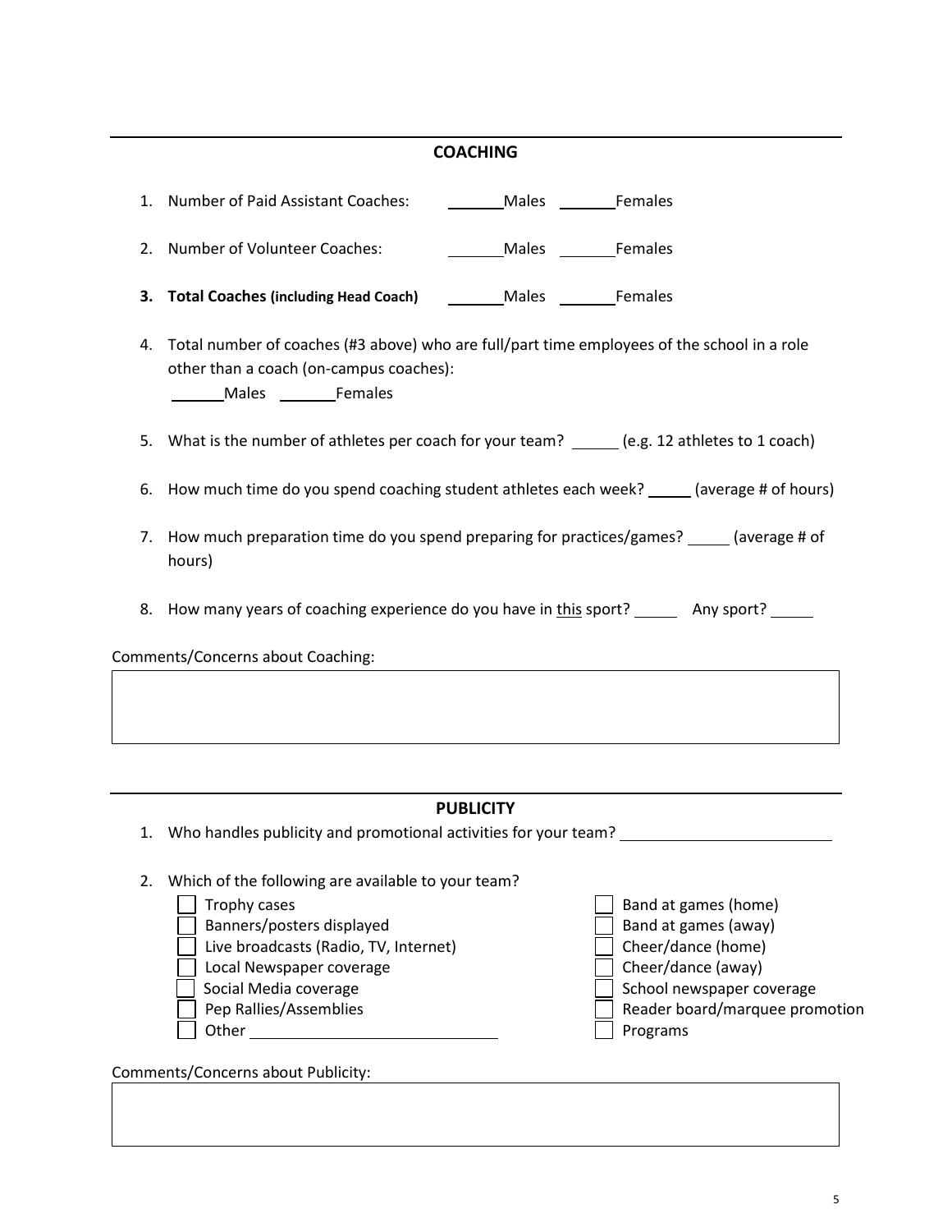## COACHING

1. Number of Paid Assistant Coaches: _______Males _______Females

2. Number of Volunteer Coaches: _______Males _______Females

3. **Total Coaches (including Head Coach)** _______Males _______Females

4. Total number of coaches (#3 above) who are full/part time employees of the school in a role other than a coach (on-campus coaches):
   _______Males _______Females

5. What is the number of athletes per coach for your team? ______ (e.g. 12 athletes to 1 coach)

6. How much time do you spend coaching student athletes each week? _____ (average # of hours)

7. How much preparation time do you spend preparing for practices/games? _____ (average # of hours)

8. How many years of coaching experience do you have in this sport? _____ Any sport? _____

Comments/Concerns about Coaching:

| |
|---|
| |

## PUBLICITY

1. Who handles publicity and promotional activities for your team? _________________________

2. Which of the following are available to your team?

- ☐ Trophy cases
- ☐ Banners/posters displayed
- ☐ Live broadcasts (Radio, TV, Internet)
- ☐ Local Newspaper coverage
- ☐ Social Media coverage
- ☐ Pep Rallies/Assemblies
- ☐ Other ____________________________
- ☐ Band at games (home)
- ☐ Band at games (away)
- ☐ Cheer/dance (home)
- ☐ Cheer/dance (away)
- ☐ School newspaper coverage
- ☐ Reader board/marquee promotion
- ☐ Programs

Comments/Concerns about Publicity:

| |
|---|
| |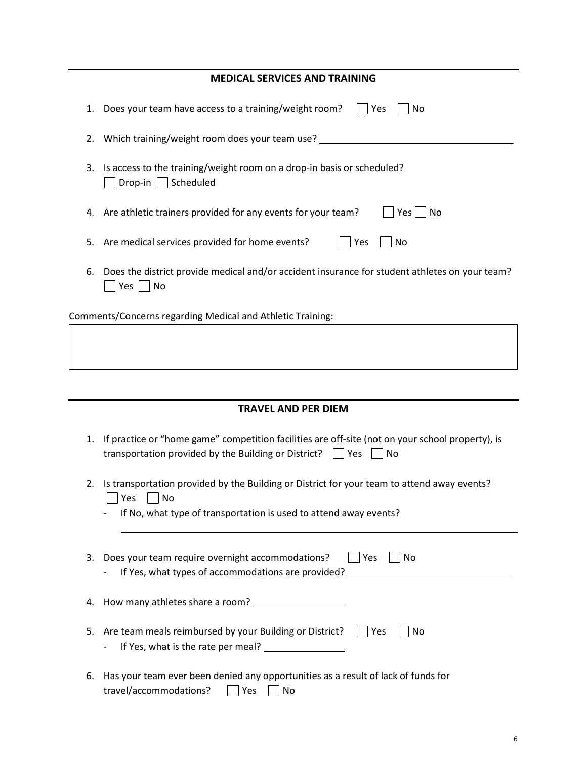## MEDICAL SERVICES AND TRAINING

1. Does your team have access to a training/weight room? ☐ Yes ☐ No

2. Which training/weight room does your team use? ____________________

3. Is access to the training/weight room on a drop-in basis or scheduled?
   ☐ Drop-in ☐ Scheduled

4. Are athletic trainers provided for any events for your team? ☐ Yes ☐ No

5. Are medical services provided for home events? ☐ Yes ☐ No

6. Does the district provide medical and/or accident insurance for student athletes on your team?
   ☐ Yes ☐ No

Comments/Concerns regarding Medical and Athletic Training:

|  |
|---|
|  |

## TRAVEL AND PER DIEM

1. If practice or "home game" competition facilities are off-site (not on your school property), is transportation provided by the Building or District? ☐ Yes ☐ No

2. Is transportation provided by the Building or District for your team to attend away events?
   ☐ Yes ☐ No
   - If No, what type of transportation is used to attend away events?

   ____________________

3. Does your team require overnight accommodations? ☐ Yes ☐ No
   - If Yes, what types of accommodations are provided? ____________________

4. How many athletes share a room? ____________________

5. Are team meals reimbursed by your Building or District? ☐ Yes ☐ No
   - If Yes, what is the rate per meal? ____________________

6. Has your team ever been denied any opportunities as a result of lack of funds for travel/accommodations? ☐ Yes ☐ No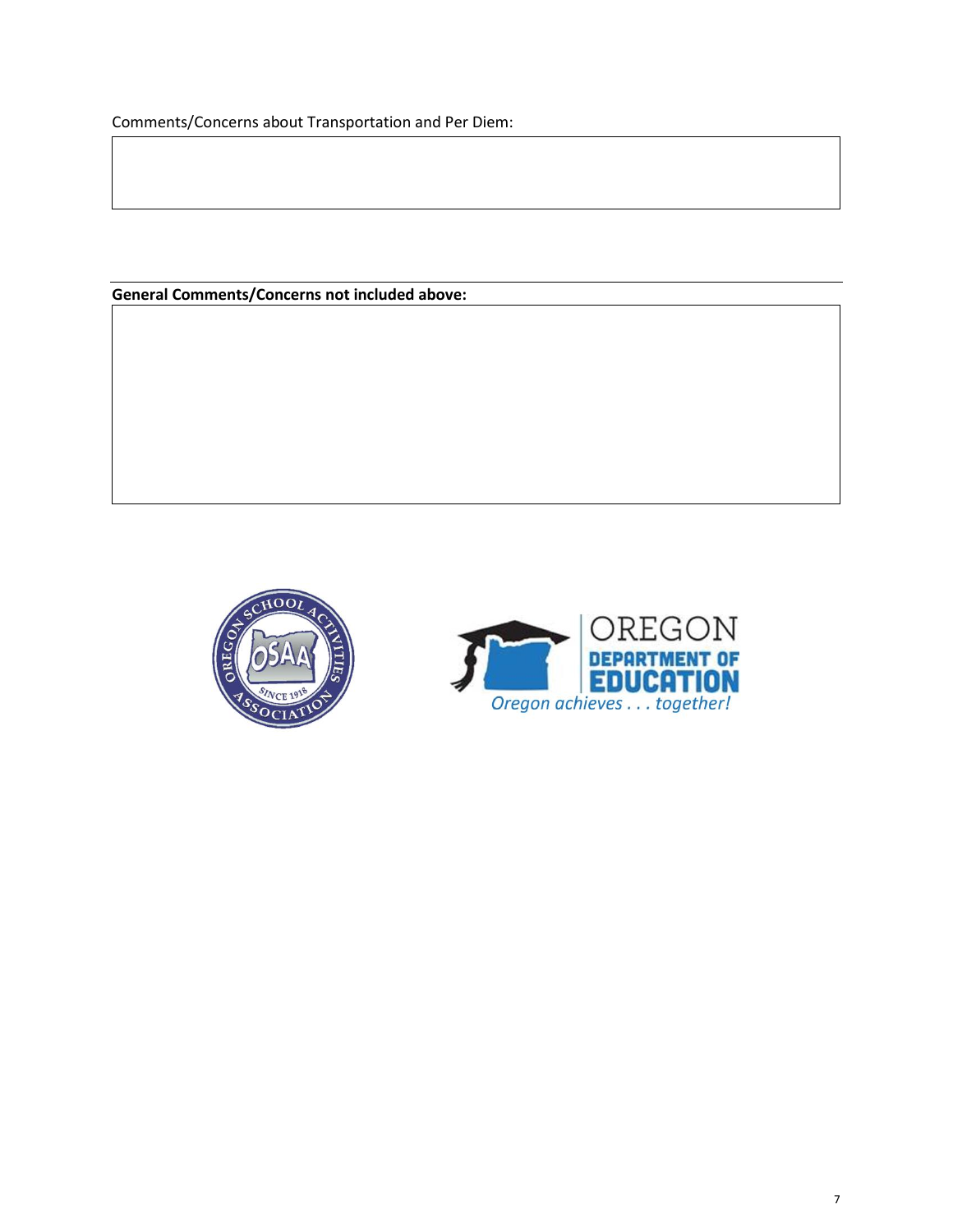Comments/Concerns about Transportation and Per Diem:

**General Comments/Concerns not included above:**